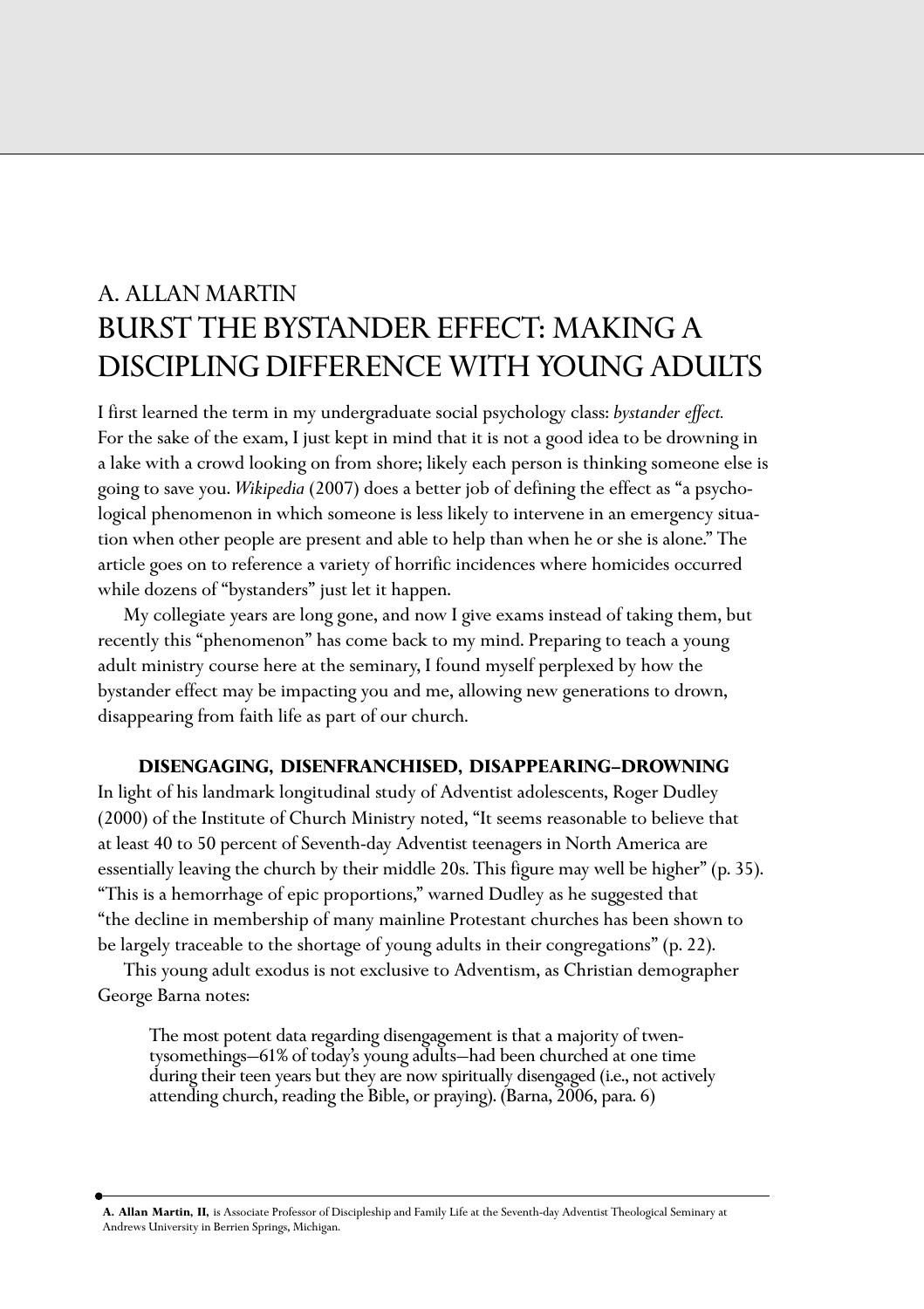# A. ALLAN MARTIN

# BURST THE BYSTANDER EFFECT: MAKING A DISCIPLING DIFFERENCE WITH YOUNG ADULTS

I first learned the term in my undergraduate social psychology class: *bystander effect.* For the sake of the exam, I just kept in mind that it is not a good idea to be drowning in a lake with a crowd looking on from shore; likely each person is thinking someone else is going to save you. *Wikipedia* (2007) does a better job of defining the effect as "a psychological phenomenon in which someone is less likely to intervene in an emergency situation when other people are present and able to help than when he or she is alone." The article goes on to reference a variety of horrific incidences where homicides occurred while dozens of "bystanders" just let it happen.

My collegiate years are long gone, and now I give exams instead of taking them, but recently this "phenomenon" has come back to my mind. Preparing to teach a young adult ministry course here at the seminary, I found myself perplexed by how the bystander effect may be impacting you and me, allowing new generations to drown, disappearing from faith life as part of our church.

## DISENGAGING, DISENFRANCHISED, DISAPPEARING–DROWNING

In light of his landmark longitudinal study of Adventist adolescents, Roger Dudley (2000) of the Institute of Church Ministry noted, "It seems reasonable to believe that at least 40 to 50 percent of Seventh-day Adventist teenagers in North America are essentially leaving the church by their middle 20s. This figure may well be higher" (p. 35). "This is a hemorrhage of epic proportions," warned Dudley as he suggested that "the decline in membership of many mainline Protestant churches has been shown to be largely traceable to the shortage of young adults in their congregations" (p. 22).

This young adult exodus is not exclusive to Adventism, as Christian demographer George Barna notes:

> The most potent data regarding disengagement is that a majority of twentysomethings—61% of today's young adults—had been churched at one time during their teen years but they are now spiritually disengaged (i.e., not actively attending church, reading the Bible, or praying). (Barna, 2006, para. 6)

**A. Allan Martin, II,** is Associate Professor of Discipleship and Family Life at the Seventh-day Adventist Theological Seminary at Andrews University in Berrien Springs, Michigan.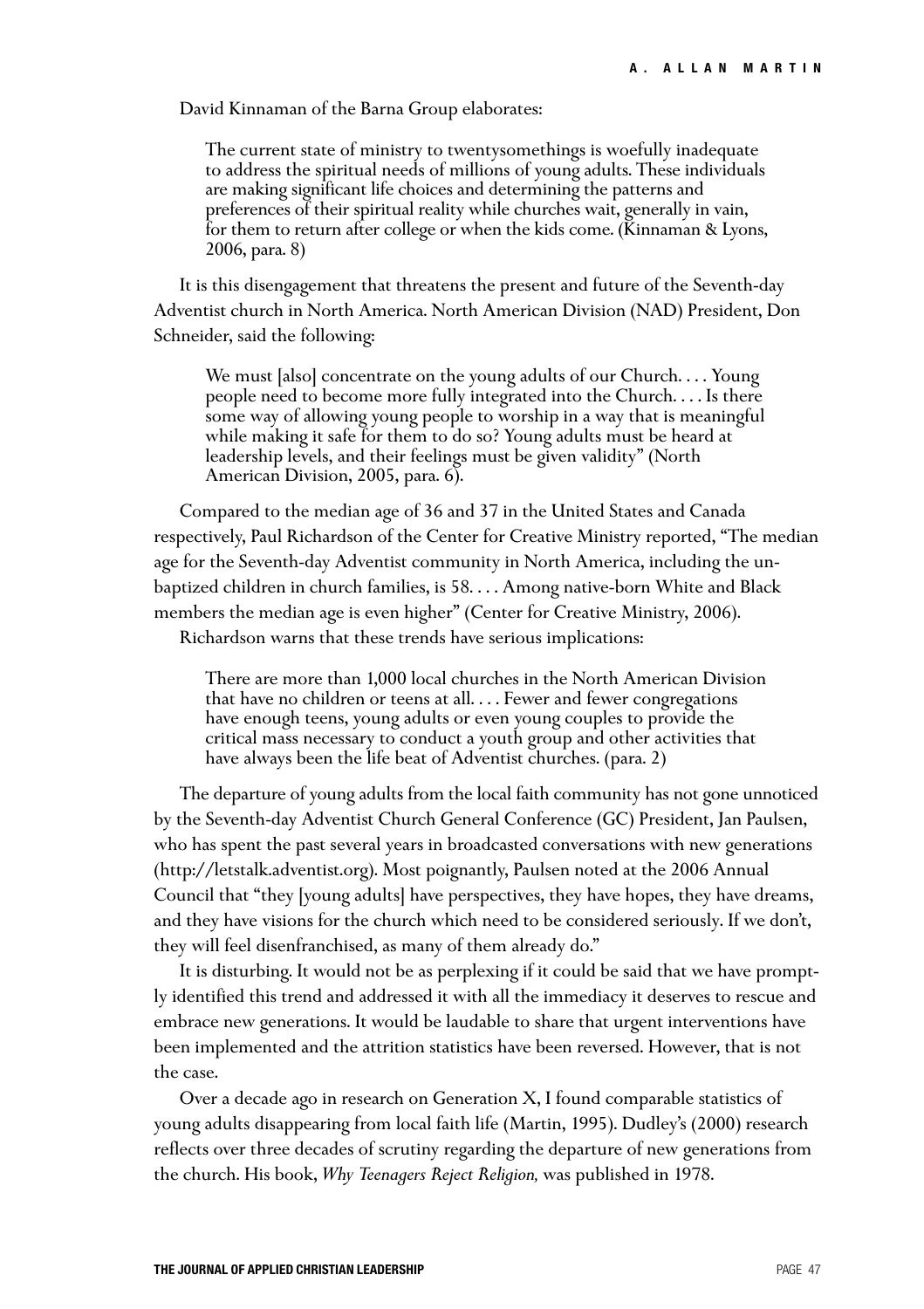David Kinnaman of the Barna Group elaborates:

> The current state of ministry to twentysomethings is woefully inadequate to address the spiritual needs of millions of young adults. These individuals are making significant life choices and determining the patterns and preferences of their spiritual reality while churches wait, generally in vain, for them to return after college or when the kids come. (Kinnaman & Lyons, 2006, para. 8)

It is this disengagement that threatens the present and future of the Seventh-day Adventist church in North America. North American Division (NAD) President, Don Schneider, said the following:

> We must [also] concentrate on the young adults of our Church. . . . Young people need to become more fully integrated into the Church. . . . Is there some way of allowing young people to worship in a way that is meaningful while making it safe for them to do so? Young adults must be heard at leadership levels, and their feelings must be given validity" (North American Division, 2005, para. 6).

Compared to the median age of 36 and 37 in the United States and Canada respectively, Paul Richardson of the Center for Creative Ministry reported, "The median age for the Seventh-day Adventist community in North America, including the unbaptized children in church families, is 58. . . . Among native-born White and Black members the median age is even higher" (Center for Creative Ministry, 2006).

Richardson warns that these trends have serious implications:

> There are more than 1,000 local churches in the North American Division that have no children or teens at all. . . . Fewer and fewer congregations have enough teens, young adults or even young couples to provide the critical mass necessary to conduct a youth group and other activities that have always been the life beat of Adventist churches. (para. 2)

The departure of young adults from the local faith community has not gone unnoticed by the Seventh-day Adventist Church General Conference (GC) President, Jan Paulsen, who has spent the past several years in broadcasted conversations with new generations (http://letstalk.adventist.org). Most poignantly, Paulsen noted at the 2006 Annual Council that "they [young adults] have perspectives, they have hopes, they have dreams, and they have visions for the church which need to be considered seriously. If we don't, they will feel disenfranchised, as many of them already do."

It is disturbing. It would not be as perplexing if it could be said that we have promptly identified this trend and addressed it with all the immediacy it deserves to rescue and embrace new generations. It would be laudable to share that urgent interventions have been implemented and the attrition statistics have been reversed. However, that is not the case.

Over a decade ago in research on Generation X, I found comparable statistics of young adults disappearing from local faith life (Martin, 1995). Dudley's (2000) research reflects over three decades of scrutiny regarding the departure of new generations from the church. His book, *Why Teenagers Reject Religion,* was published in 1978.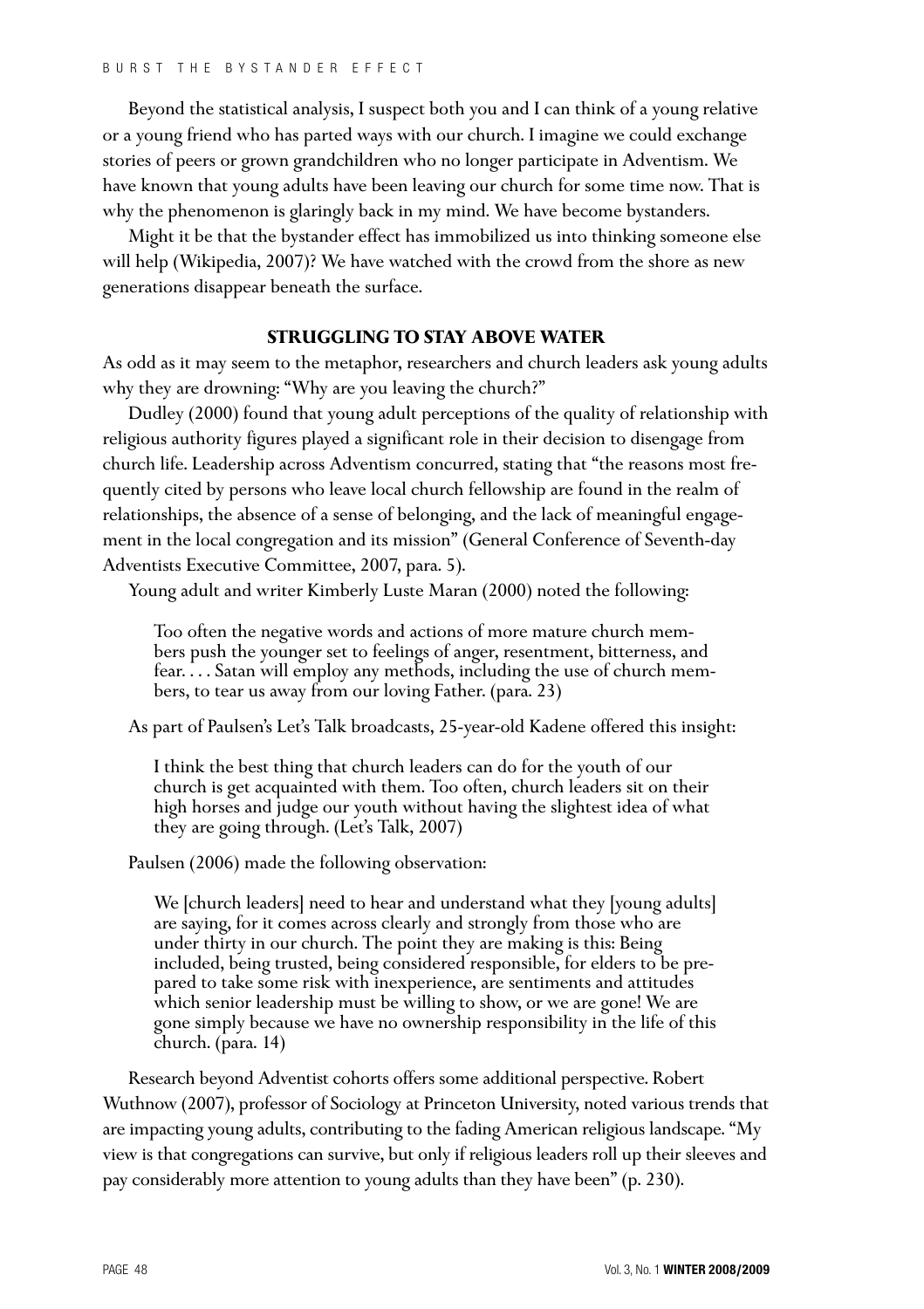Beyond the statistical analysis, I suspect both you and I can think of a young relative or a young friend who has parted ways with our church. I imagine we could exchange stories of peers or grown grandchildren who no longer participate in Adventism. We have known that young adults have been leaving our church for some time now. That is why the phenomenon is glaringly back in my mind. We have become bystanders.

Might it be that the bystander effect has immobilized us into thinking someone else will help (Wikipedia, 2007)? We have watched with the crowd from the shore as new generations disappear beneath the surface.

### STRUGGLING TO STAY ABOVE WATER

As odd as it may seem to the metaphor, researchers and church leaders ask young adults why they are drowning: "Why are you leaving the church?"

Dudley (2000) found that young adult perceptions of the quality of relationship with religious authority figures played a significant role in their decision to disengage from church life. Leadership across Adventism concurred, stating that "the reasons most frequently cited by persons who leave local church fellowship are found in the realm of relationships, the absence of a sense of belonging, and the lack of meaningful engagement in the local congregation and its mission" (General Conference of Seventh-day Adventists Executive Committee, 2007, para. 5).

Young adult and writer Kimberly Luste Maran (2000) noted the following:

> Too often the negative words and actions of more mature church members push the younger set to feelings of anger, resentment, bitterness, and fear. . . . Satan will employ any methods, including the use of church members, to tear us away from our loving Father. (para. 23)

As part of Paulsen's Let's Talk broadcasts, 25-year-old Kadene offered this insight:

> I think the best thing that church leaders can do for the youth of our church is get acquainted with them. Too often, church leaders sit on their high horses and judge our youth without having the slightest idea of what they are going through. (Let's Talk, 2007)

Paulsen (2006) made the following observation:

> We [church leaders] need to hear and understand what they [young adults] are saying, for it comes across clearly and strongly from those who are under thirty in our church. The point they are making is this: Being included, being trusted, being considered responsible, for elders to be prepared to take some risk with inexperience, are sentiments and attitudes which senior leadership must be willing to show, or we are gone! We are gone simply because we have no ownership responsibility in the life of this church. (para. 14)

Research beyond Adventist cohorts offers some additional perspective. Robert Wuthnow (2007), professor of Sociology at Princeton University, noted various trends that are impacting young adults, contributing to the fading American religious landscape. "My view is that congregations can survive, but only if religious leaders roll up their sleeves and pay considerably more attention to young adults than they have been" (p. 230).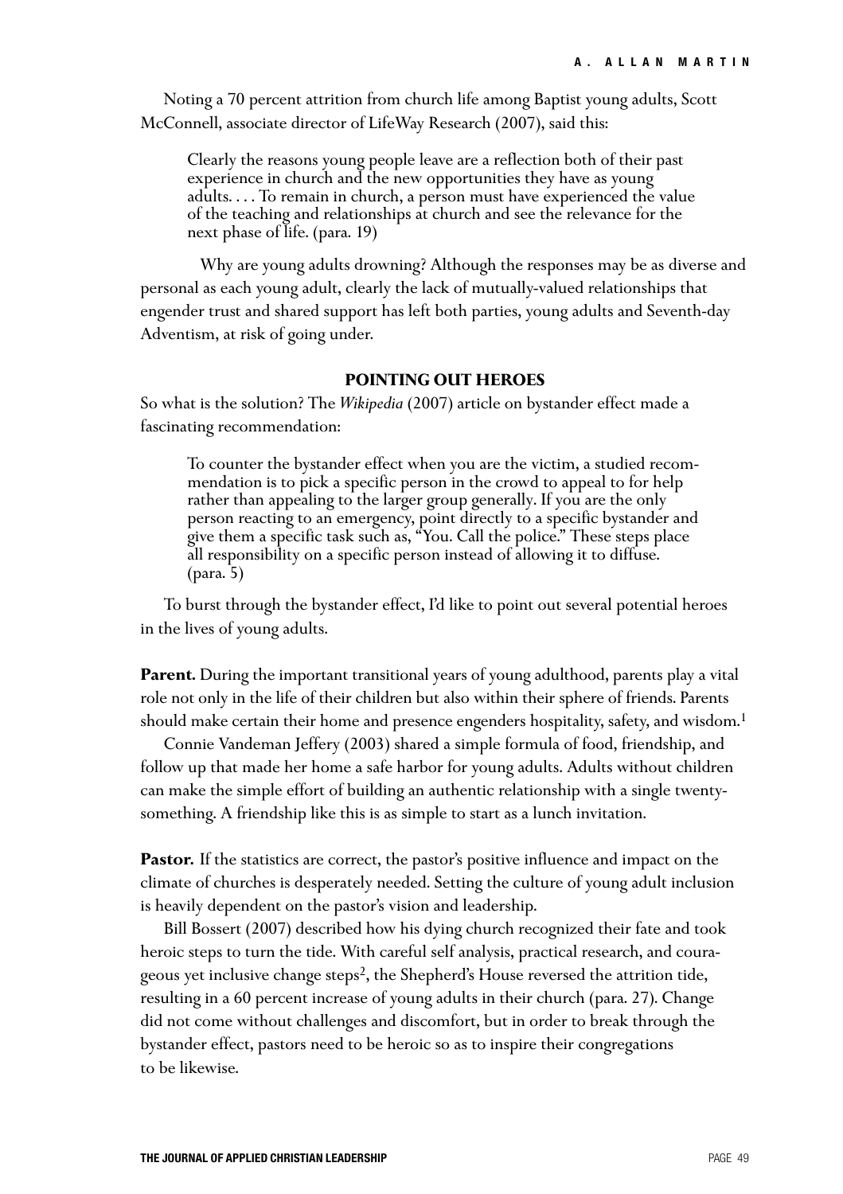Noting a 70 percent attrition from church life among Baptist young adults, Scott McConnell, associate director of LifeWay Research (2007), said this:

> Clearly the reasons young people leave are a reflection both of their past experience in church and the new opportunities they have as young adults. . . . To remain in church, a person must have experienced the value of the teaching and relationships at church and see the relevance for the next phase of life. (para. 19)

Why are young adults drowning? Although the responses may be as diverse and personal as each young adult, clearly the lack of mutually-valued relationships that engender trust and shared support has left both parties, young adults and Seventh-day Adventism, at risk of going under.

## POINTING OUT HEROES

So what is the solution? The *Wikipedia* (2007) article on bystander effect made a fascinating recommendation:

> To counter the bystander effect when you are the victim, a studied recommendation is to pick a specific person in the crowd to appeal to for help rather than appealing to the larger group generally. If you are the only person reacting to an emergency, point directly to a specific bystander and give them a specific task such as, "You. Call the police." These steps place all responsibility on a specific person instead of allowing it to diffuse. (para. 5)

To burst through the bystander effect, I'd like to point out several potential heroes in the lives of young adults.

**Parent.** During the important transitional years of young adulthood, parents play a vital role not only in the life of their children but also within their sphere of friends. Parents should make certain their home and presence engenders hospitality, safety, and wisdom.[1]

Connie Vandeman Jeffery (2003) shared a simple formula of food, friendship, and follow up that made her home a safe harbor for young adults. Adults without children can make the simple effort of building an authentic relationship with a single twenty-something. A friendship like this is as simple to start as a lunch invitation.

**Pastor.** If the statistics are correct, the pastor's positive influence and impact on the climate of churches is desperately needed. Setting the culture of young adult inclusion is heavily dependent on the pastor's vision and leadership.

Bill Bossert (2007) described how his dying church recognized their fate and took heroic steps to turn the tide. With careful self analysis, practical research, and courageous yet inclusive change steps[2], the Shepherd's House reversed the attrition tide, resulting in a 60 percent increase of young adults in their church (para. 27). Change did not come without challenges and discomfort, but in order to break through the bystander effect, pastors need to be heroic so as to inspire their congregations to be likewise.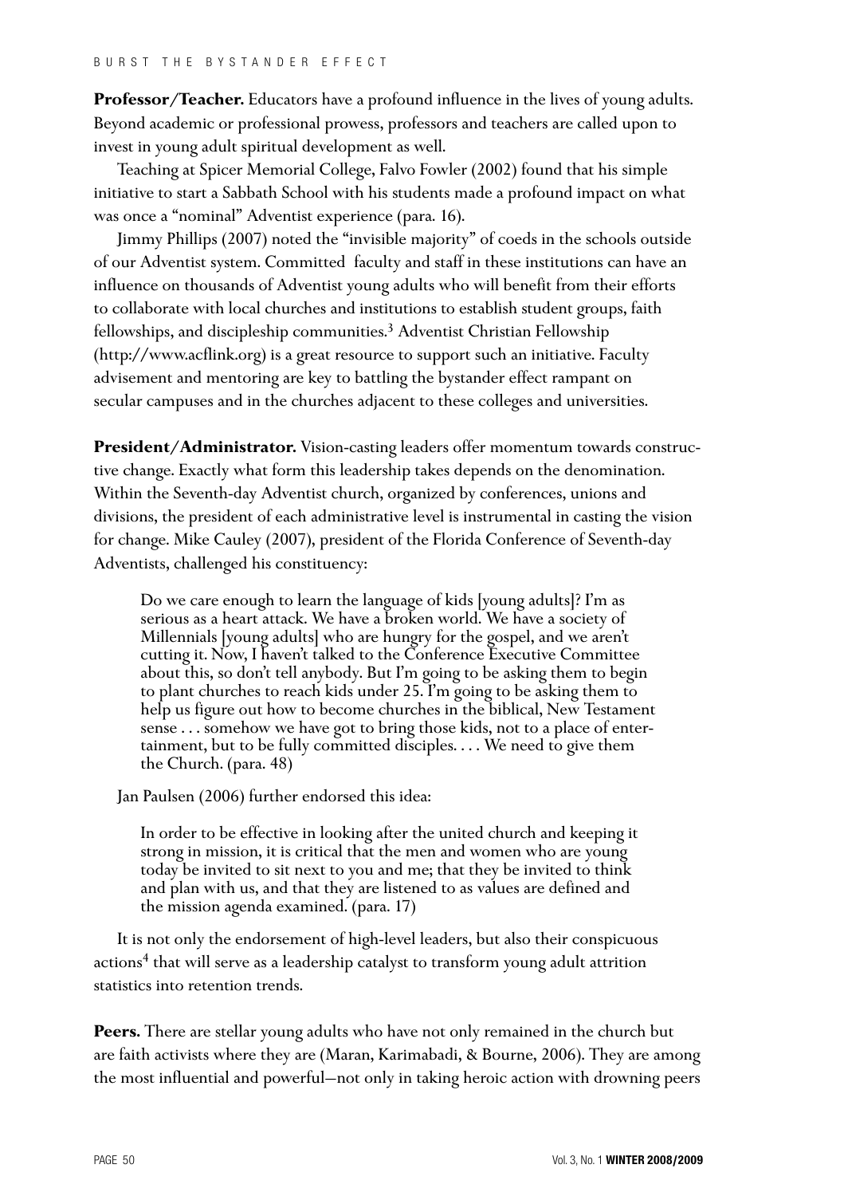**Professor/Teacher.** Educators have a profound influence in the lives of young adults. Beyond academic or professional prowess, professors and teachers are called upon to invest in young adult spiritual development as well.

Teaching at Spicer Memorial College, Falvo Fowler (2002) found that his simple initiative to start a Sabbath School with his students made a profound impact on what was once a "nominal" Adventist experience (para. 16).

Jimmy Phillips (2007) noted the "invisible majority" of coeds in the schools outside of our Adventist system. Committed faculty and staff in these institutions can have an influence on thousands of Adventist young adults who will benefit from their efforts to collaborate with local churches and institutions to establish student groups, faith fellowships, and discipleship communities.[3] Adventist Christian Fellowship (http://www.acflink.org) is a great resource to support such an initiative. Faculty advisement and mentoring are key to battling the bystander effect rampant on secular campuses and in the churches adjacent to these colleges and universities.

**President/Administrator.** Vision-casting leaders offer momentum towards constructive change. Exactly what form this leadership takes depends on the denomination. Within the Seventh-day Adventist church, organized by conferences, unions and divisions, the president of each administrative level is instrumental in casting the vision for change. Mike Cauley (2007), president of the Florida Conference of Seventh-day Adventists, challenged his constituency:

> Do we care enough to learn the language of kids [young adults]? I'm as serious as a heart attack. We have a broken world. We have a society of Millennials [young adults] who are hungry for the gospel, and we aren't cutting it. Now, I haven't talked to the Conference Executive Committee about this, so don't tell anybody. But I'm going to be asking them to begin to plant churches to reach kids under 25. I'm going to be asking them to help us figure out how to become churches in the biblical, New Testament sense . . . somehow we have got to bring those kids, not to a place of entertainment, but to be fully committed disciples. . . . We need to give them the Church. (para. 48)

Jan Paulsen (2006) further endorsed this idea:

> In order to be effective in looking after the united church and keeping it strong in mission, it is critical that the men and women who are young today be invited to sit next to you and me; that they be invited to think and plan with us, and that they are listened to as values are defined and the mission agenda examined. (para. 17)

It is not only the endorsement of high-level leaders, but also their conspicuous actions[4] that will serve as a leadership catalyst to transform young adult attrition statistics into retention trends.

**Peers.** There are stellar young adults who have not only remained in the church but are faith activists where they are (Maran, Karimabadi, & Bourne, 2006). They are among the most influential and powerful—not only in taking heroic action with drowning peers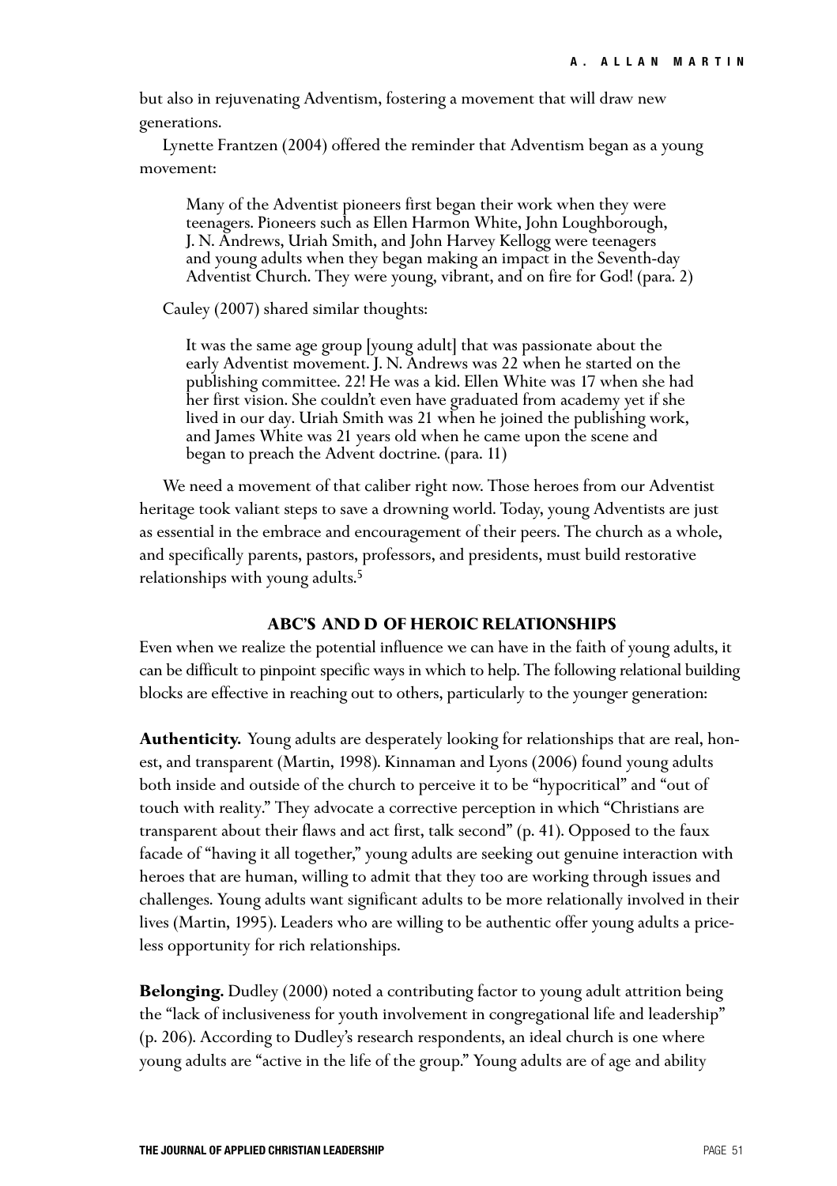but also in rejuvenating Adventism, fostering a movement that will draw new generations.

Lynette Frantzen (2004) offered the reminder that Adventism began as a young movement:

> Many of the Adventist pioneers first began their work when they were teenagers. Pioneers such as Ellen Harmon White, John Loughborough, J. N. Andrews, Uriah Smith, and John Harvey Kellogg were teenagers and young adults when they began making an impact in the Seventh-day Adventist Church. They were young, vibrant, and on fire for God! (para. 2)

Cauley (2007) shared similar thoughts:

> It was the same age group [young adult] that was passionate about the early Adventist movement. J. N. Andrews was 22 when he started on the publishing committee. 22! He was a kid. Ellen White was 17 when she had her first vision. She couldn't even have graduated from academy yet if she lived in our day. Uriah Smith was 21 when he joined the publishing work, and James White was 21 years old when he came upon the scene and began to preach the Advent doctrine. (para. 11)

We need a movement of that caliber right now. Those heroes from our Adventist heritage took valiant steps to save a drowning world. Today, young Adventists are just as essential in the embrace and encouragement of their peers. The church as a whole, and specifically parents, pastors, professors, and presidents, must build restorative relationships with young adults.[5]

## ABC'S AND D OF HEROIC RELATIONSHIPS

Even when we realize the potential influence we can have in the faith of young adults, it can be difficult to pinpoint specific ways in which to help. The following relational building blocks are effective in reaching out to others, particularly to the younger generation:

**Authenticity.** Young adults are desperately looking for relationships that are real, honest, and transparent (Martin, 1998). Kinnaman and Lyons (2006) found young adults both inside and outside of the church to perceive it to be "hypocritical" and "out of touch with reality." They advocate a corrective perception in which "Christians are transparent about their flaws and act first, talk second" (p. 41). Opposed to the faux facade of "having it all together," young adults are seeking out genuine interaction with heroes that are human, willing to admit that they too are working through issues and challenges. Young adults want significant adults to be more relationally involved in their lives (Martin, 1995). Leaders who are willing to be authentic offer young adults a priceless opportunity for rich relationships.

**Belonging.** Dudley (2000) noted a contributing factor to young adult attrition being the "lack of inclusiveness for youth involvement in congregational life and leadership" (p. 206). According to Dudley's research respondents, an ideal church is one where young adults are "active in the life of the group." Young adults are of age and ability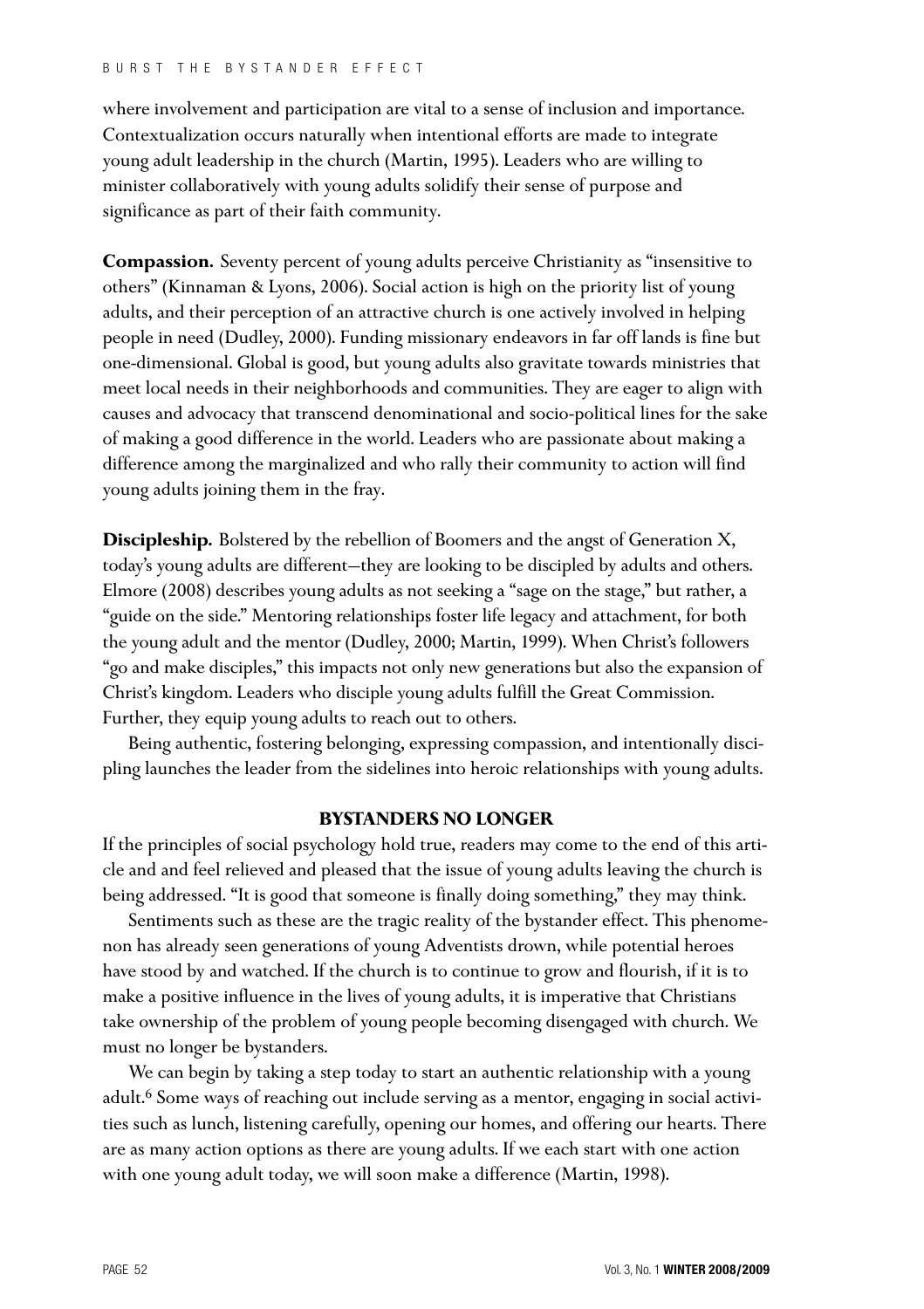where involvement and participation are vital to a sense of inclusion and importance. Contextualization occurs naturally when intentional efforts are made to integrate young adult leadership in the church (Martin, 1995). Leaders who are willing to minister collaboratively with young adults solidify their sense of purpose and significance as part of their faith community.

**Compassion.** Seventy percent of young adults perceive Christianity as "insensitive to others" (Kinnaman & Lyons, 2006). Social action is high on the priority list of young adults, and their perception of an attractive church is one actively involved in helping people in need (Dudley, 2000). Funding missionary endeavors in far off lands is fine but one-dimensional. Global is good, but young adults also gravitate towards ministries that meet local needs in their neighborhoods and communities. They are eager to align with causes and advocacy that transcend denominational and socio-political lines for the sake of making a good difference in the world. Leaders who are passionate about making a difference among the marginalized and who rally their community to action will find young adults joining them in the fray.

**Discipleship.** Bolstered by the rebellion of Boomers and the angst of Generation X, today's young adults are different—they are looking to be discipled by adults and others. Elmore (2008) describes young adults as not seeking a "sage on the stage," but rather, a "guide on the side." Mentoring relationships foster life legacy and attachment, for both the young adult and the mentor (Dudley, 2000; Martin, 1999). When Christ's followers "go and make disciples," this impacts not only new generations but also the expansion of Christ's kingdom. Leaders who disciple young adults fulfill the Great Commission. Further, they equip young adults to reach out to others.

Being authentic, fostering belonging, expressing compassion, and intentionally discipling launches the leader from the sidelines into heroic relationships with young adults.

## BYSTANDERS NO LONGER

If the principles of social psychology hold true, readers may come to the end of this article and and feel relieved and pleased that the issue of young adults leaving the church is being addressed. "It is good that someone is finally doing something," they may think.

Sentiments such as these are the tragic reality of the bystander effect. This phenomenon has already seen generations of young Adventists drown, while potential heroes have stood by and watched. If the church is to continue to grow and flourish, if it is to make a positive influence in the lives of young adults, it is imperative that Christians take ownership of the problem of young people becoming disengaged with church. We must no longer be bystanders.

We can begin by taking a step today to start an authentic relationship with a young adult.[6] Some ways of reaching out include serving as a mentor, engaging in social activities such as lunch, listening carefully, opening our homes, and offering our hearts. There are as many action options as there are young adults. If we each start with one action with one young adult today, we will soon make a difference (Martin, 1998).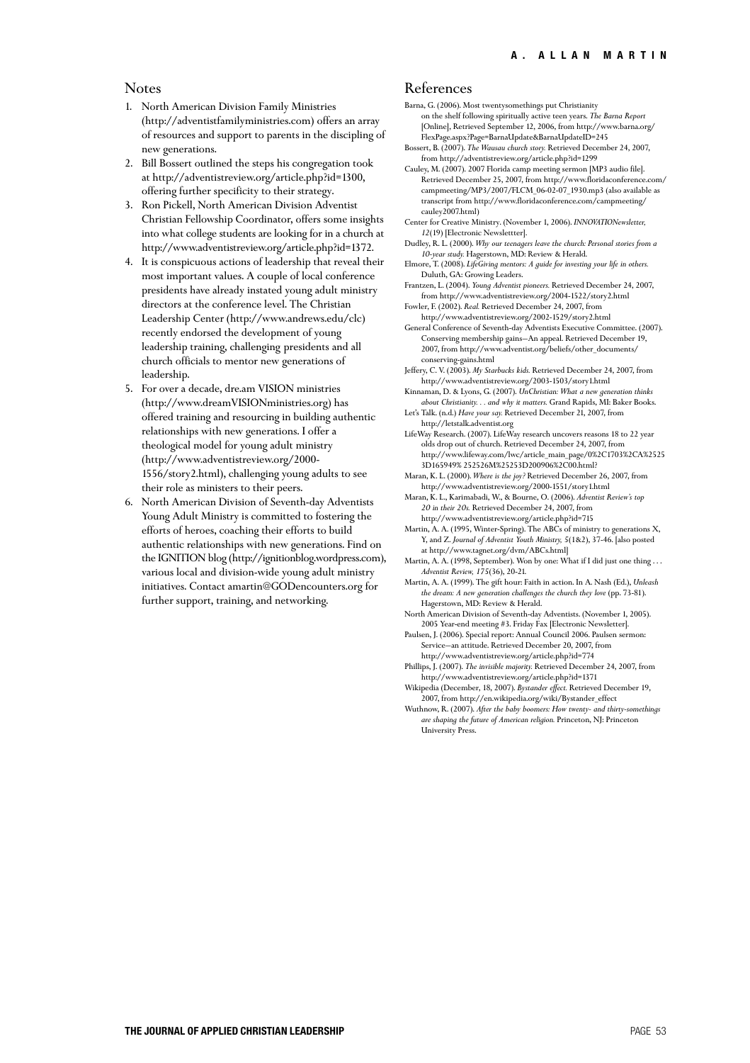## Notes

1. North American Division Family Ministries (http://adventistfamilyministries.com) offers an array of resources and support to parents in the discipling of new generations.
2. Bill Bossert outlined the steps his congregation took at http://adventistreview.org/article.php?id=1300, offering further specificity to their strategy.
3. Ron Pickell, North American Division Adventist Christian Fellowship Coordinator, offers some insights into what college students are looking for in a church at http://www.adventistreview.org/article.php?id=1372.
4. It is conspicuous actions of leadership that reveal their most important values. A couple of local conference presidents have already instated young adult ministry directors at the conference level. The Christian Leadership Center (http://www.andrews.edu/clc) recently endorsed the development of young leadership training, challenging presidents and all church officials to mentor new generations of leadership.
5. For over a decade, dre.am VISION ministries (http://www.dreamVISIONministries.org) has offered training and resourcing in building authentic relationships with new generations. I offer a theological model for young adult ministry (http://www.adventistreview.org/2000-1556/story2.html), challenging young adults to see their role as ministers to their peers.
6. North American Division of Seventh-day Adventists Young Adult Ministry is committed to fostering the efforts of heroes, coaching their efforts to build authentic relationships with new generations. Find on the IGNITION blog (http://ignitionblog.wordpress.com), various local and division-wide young adult ministry initiatives. Contact amartin@GODencounters.org for further support, training, and networking.

## References

Barna, G. (2006). Most twentysomethings put Christianity on the shelf following spiritually active teen years. *The Barna Report* [Online], Retrieved September 12, 2006, from http://www.barna.org/FlexPage.aspx?Page=BarnaUpdate&BarnaUpdateID=245

Bossert, B. (2007). *The Wausau church story.* Retrieved December 24, 2007, from http://adventistreview.org/article.php?id=1299

Cauley, M. (2007). 2007 Florida camp meeting sermon [MP3 audio file]. Retrieved December 25, 2007, from http://www.floridaconference.com/campmeeting/MP3/2007/FLCM_06-02-07_1930.mp3 (also available as transcript from http://www.floridaconference.com/campmeeting/cauley2007.html)

Center for Creative Ministry. (November 1, 2006). *INNOVATIONewslettter, 12*(19) [Electronic Newsletter].

Dudley, R. L. (2000). *Why our teenagers leave the church: Personal stories from a 10-year study.* Hagerstown, MD: Review & Herald.

Elmore, T. (2008). *LifeGiving mentors: A guide for investing your life in others.* Duluth, GA: Growing Leaders.

Frantzen, L. (2004). *Young Adventist pioneers.* Retrieved December 24, 2007, from http://www.adventistreview.org/2004-1522/story2.html

Fowler, F. (2002). *Real.* Retrieved December 24, 2007, from http://www.adventistreview.org/2002-1529/story2.html

General Conference of Seventh-day Adventists Executive Committee. (2007). Conserving membership gains—An appeal. Retrieved December 19, 2007, from http://www.adventist.org/beliefs/other_documents/conserving-gains.html

Jeffery, C. V. (2003). *My Starbucks kids.* Retrieved December 24, 2007, from http://www.adventistreview.org/2003-1503/story1.html

Kinnaman, D. & Lyons, G. (2007). *UnChristian: What a new generation thinks about Christianity. . . and why it matters.* Grand Rapids, MI: Baker Books.

Let's Talk. (n.d.) *Have your say.* Retrieved December 21, 2007, from http://letstalk.adventist.org

LifeWay Research. (2007). LifeWay research uncovers reasons 18 to 22 year olds drop out of church. Retrieved December 24, 2007, from http://www.lifeway.com/lwc/article_main_page/0%2C1703%2CA%2525 3D165949% 252526M%25253D200906%2C00.html?

Maran, K. L. (2000). *Where is the joy?* Retrieved December 26, 2007, from http://www.adventistreview.org/2000-1551/story1.html

Maran, K. L., Karimabadi, W., & Bourne, O. (2006). *Adventist Review's top 20 in their 20s.* Retrieved December 24, 2007, from http://www.adventistreview.org/article.php?id=715

Martin, A. A. (1995, Winter-Spring). The ABCs of ministry to generations X, Y, and Z. *Journal of Adventist Youth Ministry, 5*(1&2), 37-46. [also posted at http://www.tagnet.org/dvm/ABCs.html]

Martin, A. A. (1998, September). Won by one: What if I did just one thing . . . *Adventist Review, 175*(36), 20-21.

Martin, A. A. (1999). The gift hour: Faith in action. In A. Nash (Ed.), *Unleash the dream: A new generation challenges the church they love* (pp. 73-81). Hagerstown, MD: Review & Herald.

North American Division of Seventh-day Adventists. (November 1, 2005). 2005 Year-end meeting #3. Friday Fax [Electronic Newsletter].

Paulsen, J. (2006). Special report: Annual Council 2006. Paulsen sermon: Service—an attitude. Retrieved December 20, 2007, from http://www.adventistreview.org/article.php?id=774

Phillips, J. (2007). *The invisible majority.* Retrieved December 24, 2007, from http://www.adventistreview.org/article.php?id=1371

Wikipedia (December, 18, 2007). *Bystander effect.* Retrieved December 19, 2007, from http://en.wikipedia.org/wiki/Bystander_effect

Wuthnow, R. (2007). *After the baby boomers: How twenty- and thirty-somethings are shaping the future of American religion.* Princeton, NJ: Princeton University Press.